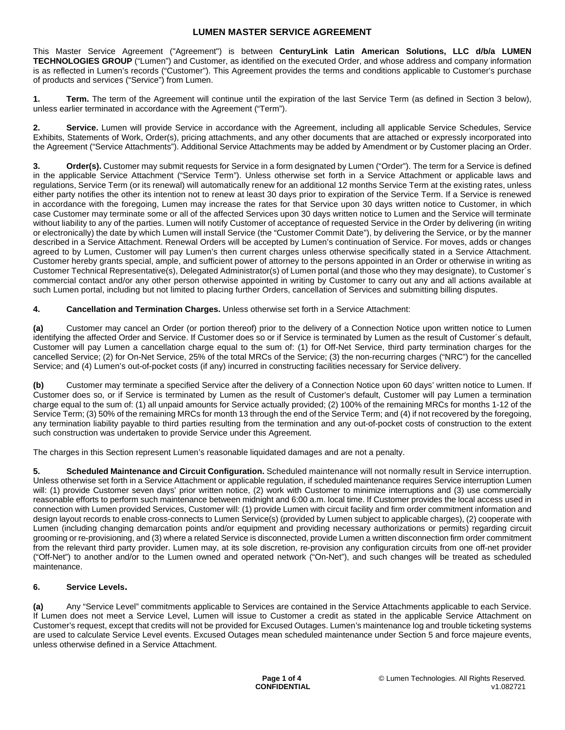# LUMEN MASTER SERVICE AGREEMENT

This Master Service Agreement ("Agreement") is between **CenturyLink Latin American Solutions, LLC d/b/a LUMEN TECHNOLOGIES GROUP** ("Lumen") and Customer, as identified on the executed Order, and whose address and company information is as reflected in Lumen's records ("Customer"). This Agreement provides the terms and conditions applicable to Customer's purchase of products and services ("Service") from Lumen.

**1. Term.** The term of the Agreement will continue until the expiration of the last Service Term (as defined in Section 3 below), unless earlier terminated in accordance with the Agreement ("Term").

**2. Service.** Lumen will provide Service in accordance with the Agreement, including all applicable Service Schedules, Service Exhibits, Statements of Work, Order(s), pricing attachments, and any other documents that are attached or expressly incorporated into the Agreement ("Service Attachments"). Additional Service Attachments may be added by Amendment or by Customer placing an Order.

**3. Order(s).** Customer may submit requests for Service in a form designated by Lumen ("Order"). The term for a Service is defined in the applicable Service Attachment ("Service Term"). Unless otherwise set forth in a Service Attachment or applicable laws and regulations, Service Term (or its renewal) will automatically renew for an additional 12 months Service Term at the existing rates, unless either party notifies the other its intention not to renew at least 30 days prior to expiration of the Service Term. If a Service is renewed in accordance with the foregoing, Lumen may increase the rates for that Service upon 30 days written notice to Customer, in which case Customer may terminate some or all of the affected Services upon 30 days written notice to Lumen and the Service will terminate without liability to any of the parties. Lumen will notify Customer of acceptance of requested Service in the Order by delivering (in writing or electronically) the date by which Lumen will install Service (the "Customer Commit Date"), by delivering the Service, or by the manner described in a Service Attachment. Renewal Orders will be accepted by Lumen's continuation of Service. For moves, adds or changes agreed to by Lumen, Customer will pay Lumen's then current charges unless otherwise specifically stated in a Service Attachment. Customer hereby grants special, ample, and sufficient power of attorney to the persons appointed in an Order or otherwise in writing as Customer Technical Representative(s), Delegated Administrator(s) of Lumen portal (and those who they may designate), to Customer´s commercial contact and/or any other person otherwise appointed in writing by Customer to carry out any and all actions available at such Lumen portal, including but not limited to placing further Orders, cancellation of Services and submitting billing disputes.

**4. Cancellation and Termination Charges.** Unless otherwise set forth in a Service Attachment:

**(a)** Customer may cancel an Order (or portion thereof) prior to the delivery of a Connection Notice upon written notice to Lumen identifying the affected Order and Service. If Customer does so or if Service is terminated by Lumen as the result of Customer´s default, Customer will pay Lumen a cancellation charge equal to the sum of: (1) for Off-Net Service, third party termination charges for the cancelled Service; (2) for On-Net Service, 25% of the total MRCs of the Service; (3) the non-recurring charges ("NRC") for the cancelled Service; and (4) Lumen's out-of-pocket costs (if any) incurred in constructing facilities necessary for Service delivery.

**(b)** Customer may terminate a specified Service after the delivery of a Connection Notice upon 60 days' written notice to Lumen. If Customer does so, or if Service is terminated by Lumen as the result of Customer's default, Customer will pay Lumen a termination charge equal to the sum of: (1) all unpaid amounts for Service actually provided; (2) 100% of the remaining MRCs for months 1-12 of the Service Term; (3) 50% of the remaining MRCs for month 13 through the end of the Service Term; and (4) if not recovered by the foregoing, any termination liability payable to third parties resulting from the termination and any out-of-pocket costs of construction to the extent such construction was undertaken to provide Service under this Agreement.

The charges in this Section represent Lumen's reasonable liquidated damages and are not a penalty.

**5. Scheduled Maintenance and Circuit Configuration.** Scheduled maintenance will not normally result in Service interruption. Unless otherwise set forth in a Service Attachment or applicable regulation, if scheduled maintenance requires Service interruption Lumen will: (1) provide Customer seven days' prior written notice, (2) work with Customer to minimize interruptions and (3) use commercially reasonable efforts to perform such maintenance between midnight and 6:00 a.m. local time. If Customer provides the local access used in connection with Lumen provided Services, Customer will: (1) provide Lumen with circuit facility and firm order commitment information and design layout records to enable cross-connects to Lumen Service(s) (provided by Lumen subject to applicable charges), (2) cooperate with Lumen (including changing demarcation points and/or equipment and providing necessary authorizations or permits) regarding circuit grooming or re-provisioning, and (3) where a related Service is disconnected, provide Lumen a written disconnection firm order commitment from the relevant third party provider. Lumen may, at its sole discretion, re-provision any configuration circuits from one off-net provider ("Off-Net") to another and/or to the Lumen owned and operated network ("On-Net"), and such changes will be treated as scheduled maintenance.

**6. Service Levels.**

**(a)** Any "Service Level" commitments applicable to Services are contained in the Service Attachments applicable to each Service. If Lumen does not meet a Service Level, Lumen will issue to Customer a credit as stated in the applicable Service Attachment on Customer's request, except that credits will not be provided for Excused Outages. Lumen's maintenance log and trouble ticketing systems are used to calculate Service Level events. Excused Outages mean scheduled maintenance under Section 5 and force majeure events, unless otherwise defined in a Service Attachment.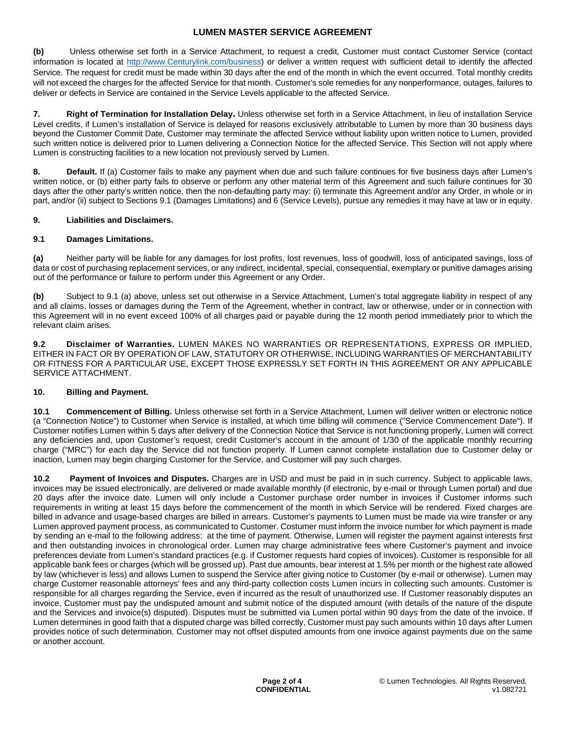**(b)** Unless otherwise set forth in a Service Attachment, to request a credit, Customer must contact Customer Service (contact information is located at http://www.Centurylink.com/business) or deliver a written request with sufficient detail to identify the affected Service. The request for credit must be made within 30 days after the end of the month in which the event occurred. Total monthly credits will not exceed the charges for the affected Service for that month. Customer's sole remedies for any nonperformance, outages, failures to deliver or defects in Service are contained in the Service Levels applicable to the affected Service.

**7. Right of Termination for Installation Delay.** Unless otherwise set forth in a Service Attachment, in lieu of installation Service Level credits, if Lumen's installation of Service is delayed for reasons exclusively attributable to Lumen by more than 30 business days beyond the Customer Commit Date, Customer may terminate the affected Service without liability upon written notice to Lumen, provided such written notice is delivered prior to Lumen delivering a Connection Notice for the affected Service. This Section will not apply where Lumen is constructing facilities to a new location not previously served by Lumen.

**8. Default.** If (a) Customer fails to make any payment when due and such failure continues for five business days after Lumen's written notice, or (b) either party fails to observe or perform any other material term of this Agreement and such failure continues for 30 days after the other party's written notice, then the non-defaulting party may: (i) terminate this Agreement and/or any Order, in whole or in part, and/or (ii) subject to Sections 9.1 (Damages Limitations) and 6 (Service Levels), pursue any remedies it may have at law or in equity.

**9. Liabilities and Disclaimers.**

**9.1 Damages Limitations.**

**(a)** Neither party will be liable for any damages for lost profits, lost revenues, loss of goodwill, loss of anticipated savings, loss of data or cost of purchasing replacement services, or any indirect, incidental, special, consequential, exemplary or punitive damages arising out of the performance or failure to perform under this Agreement or any Order.

**(b)** Subject to 9.1 (a) above, unless set out otherwise in a Service Attachment, Lumen's total aggregate liability in respect of any and all claims, losses or damages during the Term of the Agreement, whether in contract, law or otherwise, under or in connection with this Agreement will in no event exceed 100% of all charges paid or payable during the 12 month period immediately prior to which the relevant claim arises.

**9.2 Disclaimer of Warranties.** LUMEN MAKES NO WARRANTIES OR REPRESENTATIONS, EXPRESS OR IMPLIED, EITHER IN FACT OR BY OPERATION OF LAW, STATUTORY OR OTHERWISE, INCLUDING WARRANTIES OF MERCHANTABILITY OR FITNESS FOR A PARTICULAR USE, EXCEPT THOSE EXPRESSLY SET FORTH IN THIS AGREEMENT OR ANY APPLICABLE SERVICE ATTACHMENT.

**10. Billing and Payment.**

**10.1 Commencement of Billing.** Unless otherwise set forth in a Service Attachment, Lumen will deliver written or electronic notice (a "Connection Notice") to Customer when Service is installed, at which time billing will commence ("Service Commencement Date"). If Customer notifies Lumen within 5 days after delivery of the Connection Notice that Service is not functioning properly, Lumen will correct any deficiencies and, upon Customer's request, credit Customer's account in the amount of 1/30 of the applicable monthly recurring charge ("MRC") for each day the Service did not function properly. If Lumen cannot complete installation due to Customer delay or inaction, Lumen may begin charging Customer for the Service, and Customer will pay such charges.

**10.2 Payment of Invoices and Disputes.** Charges are in USD and must be paid in in such currency. Subject to applicable laws, invoices may be issued electronically, are delivered or made available monthly (if electronic, by e-mail or through Lumen portal) and due 20 days after the invoice date. Lumen will only include a Customer purchase order number in invoices if Customer informs such requirements in writing at least 15 days before the commencement of the month in which Service will be rendered. Fixed charges are billed in advance and usage-based charges are billed in arrears. Customer's payments to Lumen must be made via wire transfer or any Lumen approved payment process, as communicated to Customer. Costumer must inform the invoice number for which payment is made by sending an e-mail to the following address: at the time of payment. Otherwise, Lumen will register the payment against interests first and then outstanding invoices in chronological order. Lumen may charge administrative fees where Customer's payment and invoice preferences deviate from Lumen's standard practices (e.g. if Customer requests hard copies of invoices). Customer is responsible for all applicable bank fees or charges (which will be grossed up). Past due amounts, bear interest at 1.5% per month or the highest rate allowed by law (whichever is less) and allows Lumen to suspend the Service after giving notice to Customer (by e-mail or otherwise). Lumen may charge Customer reasonable attorneys' fees and any third-party collection costs Lumen incurs in collecting such amounts. Customer is responsible for all charges regarding the Service, even if incurred as the result of unauthorized use. If Customer reasonably disputes an invoice, Customer must pay the undisputed amount and submit notice of the disputed amount (with details of the nature of the dispute and the Services and invoice(s) disputed). Disputes must be submitted via Lumen portal within 90 days from the date of the invoice. If Lumen determines in good faith that a disputed charge was billed correctly, Customer must pay such amounts within 10 days after Lumen provides notice of such determination. Customer may not offset disputed amounts from one invoice against payments due on the same or another account.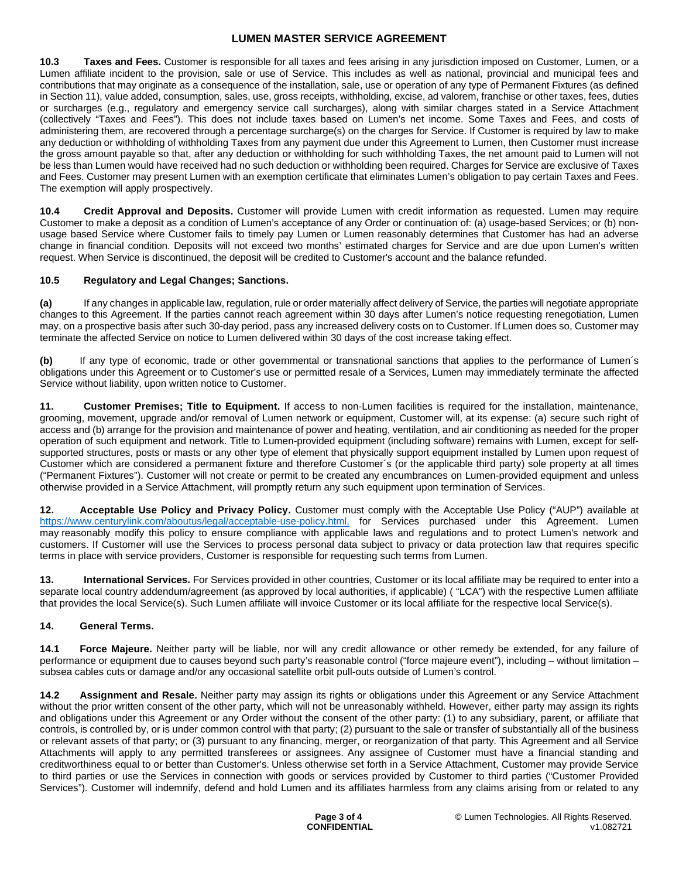**10.3 Taxes and Fees.** Customer is responsible for all taxes and fees arising in any jurisdiction imposed on Customer, Lumen, or a Lumen affiliate incident to the provision, sale or use of Service. This includes as well as national, provincial and municipal fees and contributions that may originate as a consequence of the installation, sale, use or operation of any type of Permanent Fixtures (as defined in Section 11), value added, consumption, sales, use, gross receipts, withholding, excise, ad valorem, franchise or other taxes, fees, duties or surcharges (e.g., regulatory and emergency service call surcharges), along with similar charges stated in a Service Attachment (collectively "Taxes and Fees"). This does not include taxes based on Lumen's net income. Some Taxes and Fees, and costs of administering them, are recovered through a percentage surcharge(s) on the charges for Service. If Customer is required by law to make any deduction or withholding of withholding Taxes from any payment due under this Agreement to Lumen, then Customer must increase the gross amount payable so that, after any deduction or withholding for such withholding Taxes, the net amount paid to Lumen will not be less than Lumen would have received had no such deduction or withholding been required. Charges for Service are exclusive of Taxes and Fees. Customer may present Lumen with an exemption certificate that eliminates Lumen's obligation to pay certain Taxes and Fees. The exemption will apply prospectively.

**10.4 Credit Approval and Deposits.** Customer will provide Lumen with credit information as requested. Lumen may require Customer to make a deposit as a condition of Lumen's acceptance of any Order or continuation of: (a) usage-based Services; or (b) non-usage based Service where Customer fails to timely pay Lumen or Lumen reasonably determines that Customer has had an adverse change in financial condition. Deposits will not exceed two months' estimated charges for Service and are due upon Lumen's written request. When Service is discontinued, the deposit will be credited to Customer's account and the balance refunded.

**10.5 Regulatory and Legal Changes; Sanctions.**

**(a)** If any changes in applicable law, regulation, rule or order materially affect delivery of Service, the parties will negotiate appropriate changes to this Agreement. If the parties cannot reach agreement within 30 days after Lumen's notice requesting renegotiation, Lumen may, on a prospective basis after such 30-day period, pass any increased delivery costs on to Customer. If Lumen does so, Customer may terminate the affected Service on notice to Lumen delivered within 30 days of the cost increase taking effect.

**(b)** If any type of economic, trade or other governmental or transnational sanctions that applies to the performance of Lumen´s obligations under this Agreement or to Customer's use or permitted resale of a Services, Lumen may immediately terminate the affected Service without liability, upon written notice to Customer.

**11. Customer Premises; Title to Equipment.** If access to non-Lumen facilities is required for the installation, maintenance, grooming, movement, upgrade and/or removal of Lumen network or equipment, Customer will, at its expense: (a) secure such right of access and (b) arrange for the provision and maintenance of power and heating, ventilation, and air conditioning as needed for the proper operation of such equipment and network. Title to Lumen-provided equipment (including software) remains with Lumen, except for self-supported structures, posts or masts or any other type of element that physically support equipment installed by Lumen upon request of Customer which are considered a permanent fixture and therefore Customer´s (or the applicable third party) sole property at all times ("Permanent Fixtures"). Customer will not create or permit to be created any encumbrances on Lumen-provided equipment and unless otherwise provided in a Service Attachment, will promptly return any such equipment upon termination of Services.

**12. Acceptable Use Policy and Privacy Policy.** Customer must comply with the Acceptable Use Policy ("AUP") available at https://www.centurylink.com/aboutus/legal/acceptable-use-policy.html, for Services purchased under this Agreement. Lumen may reasonably modify this policy to ensure compliance with applicable laws and regulations and to protect Lumen's network and customers. If Customer will use the Services to process personal data subject to privacy or data protection law that requires specific terms in place with service providers, Customer is responsible for requesting such terms from Lumen.

**13. International Services.** For Services provided in other countries, Customer or its local affiliate may be required to enter into a separate local country addendum/agreement (as approved by local authorities, if applicable) ( "LCA") with the respective Lumen affiliate that provides the local Service(s). Such Lumen affiliate will invoice Customer or its local affiliate for the respective local Service(s).

**14. General Terms.**

**14.1 Force Majeure.** Neither party will be liable, nor will any credit allowance or other remedy be extended, for any failure of performance or equipment due to causes beyond such party's reasonable control ("force majeure event"), including – without limitation – subsea cables cuts or damage and/or any occasional satellite orbit pull-outs outside of Lumen's control.

**14.2 Assignment and Resale.** Neither party may assign its rights or obligations under this Agreement or any Service Attachment without the prior written consent of the other party, which will not be unreasonably withheld. However, either party may assign its rights and obligations under this Agreement or any Order without the consent of the other party: (1) to any subsidiary, parent, or affiliate that controls, is controlled by, or is under common control with that party; (2) pursuant to the sale or transfer of substantially all of the business or relevant assets of that party; or (3) pursuant to any financing, merger, or reorganization of that party. This Agreement and all Service Attachments will apply to any permitted transferees or assignees. Any assignee of Customer must have a financial standing and creditworthiness equal to or better than Customer's. Unless otherwise set forth in a Service Attachment, Customer may provide Service to third parties or use the Services in connection with goods or services provided by Customer to third parties ("Customer Provided Services"). Customer will indemnify, defend and hold Lumen and its affiliates harmless from any claims arising from or related to any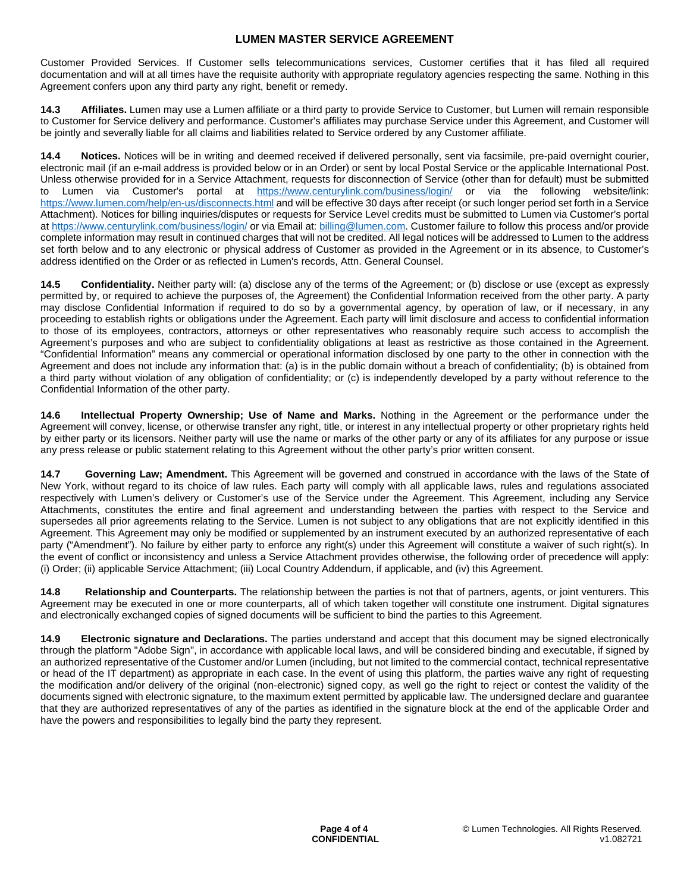Customer Provided Services. If Customer sells telecommunications services, Customer certifies that it has filed all required documentation and will at all times have the requisite authority with appropriate regulatory agencies respecting the same. Nothing in this Agreement confers upon any third party any right, benefit or remedy.

**14.3 Affiliates.** Lumen may use a Lumen affiliate or a third party to provide Service to Customer, but Lumen will remain responsible to Customer for Service delivery and performance. Customer's affiliates may purchase Service under this Agreement, and Customer will be jointly and severally liable for all claims and liabilities related to Service ordered by any Customer affiliate.

**14.4 Notices.** Notices will be in writing and deemed received if delivered personally, sent via facsimile, pre-paid overnight courier, electronic mail (if an e-mail address is provided below or in an Order) or sent by local Postal Service or the applicable International Post. Unless otherwise provided for in a Service Attachment, requests for disconnection of Service (other than for default) must be submitted to Lumen via Customer's portal at https://www.centurylink.com/business/login/ or via the following website/link: https://www.lumen.com/help/en-us/disconnects.html and will be effective 30 days after receipt (or such longer period set forth in a Service Attachment). Notices for billing inquiries/disputes or requests for Service Level credits must be submitted to Lumen via Customer's portal at https://www.centurylink.com/business/login/ or via Email at: billing@lumen.com. Customer failure to follow this process and/or provide complete information may result in continued charges that will not be credited. All legal notices will be addressed to Lumen to the address set forth below and to any electronic or physical address of Customer as provided in the Agreement or in its absence, to Customer's address identified on the Order or as reflected in Lumen's records, Attn. General Counsel.

**14.5 Confidentiality.** Neither party will: (a) disclose any of the terms of the Agreement; or (b) disclose or use (except as expressly permitted by, or required to achieve the purposes of, the Agreement) the Confidential Information received from the other party. A party may disclose Confidential Information if required to do so by a governmental agency, by operation of law, or if necessary, in any proceeding to establish rights or obligations under the Agreement. Each party will limit disclosure and access to confidential information to those of its employees, contractors, attorneys or other representatives who reasonably require such access to accomplish the Agreement's purposes and who are subject to confidentiality obligations at least as restrictive as those contained in the Agreement. "Confidential Information" means any commercial or operational information disclosed by one party to the other in connection with the Agreement and does not include any information that: (a) is in the public domain without a breach of confidentiality; (b) is obtained from a third party without violation of any obligation of confidentiality; or (c) is independently developed by a party without reference to the Confidential Information of the other party.

**14.6 Intellectual Property Ownership; Use of Name and Marks.** Nothing in the Agreement or the performance under the Agreement will convey, license, or otherwise transfer any right, title, or interest in any intellectual property or other proprietary rights held by either party or its licensors. Neither party will use the name or marks of the other party or any of its affiliates for any purpose or issue any press release or public statement relating to this Agreement without the other party's prior written consent.

**14.7 Governing Law; Amendment.** This Agreement will be governed and construed in accordance with the laws of the State of New York, without regard to its choice of law rules. Each party will comply with all applicable laws, rules and regulations associated respectively with Lumen's delivery or Customer's use of the Service under the Agreement. This Agreement, including any Service Attachments, constitutes the entire and final agreement and understanding between the parties with respect to the Service and supersedes all prior agreements relating to the Service. Lumen is not subject to any obligations that are not explicitly identified in this Agreement. This Agreement may only be modified or supplemented by an instrument executed by an authorized representative of each party ("Amendment"). No failure by either party to enforce any right(s) under this Agreement will constitute a waiver of such right(s). In the event of conflict or inconsistency and unless a Service Attachment provides otherwise, the following order of precedence will apply: (i) Order; (ii) applicable Service Attachment; (iii) Local Country Addendum, if applicable, and (iv) this Agreement.

**14.8 Relationship and Counterparts.** The relationship between the parties is not that of partners, agents, or joint venturers. This Agreement may be executed in one or more counterparts, all of which taken together will constitute one instrument. Digital signatures and electronically exchanged copies of signed documents will be sufficient to bind the parties to this Agreement.

**14.9 Electronic signature and Declarations.** The parties understand and accept that this document may be signed electronically through the platform "Adobe Sign", in accordance with applicable local laws, and will be considered binding and executable, if signed by an authorized representative of the Customer and/or Lumen (including, but not limited to the commercial contact, technical representative or head of the IT department) as appropriate in each case. In the event of using this platform, the parties waive any right of requesting the modification and/or delivery of the original (non-electronic) signed copy, as well go the right to reject or contest the validity of the documents signed with electronic signature, to the maximum extent permitted by applicable law. The undersigned declare and guarantee that they are authorized representatives of any of the parties as identified in the signature block at the end of the applicable Order and have the powers and responsibilities to legally bind the party they represent.